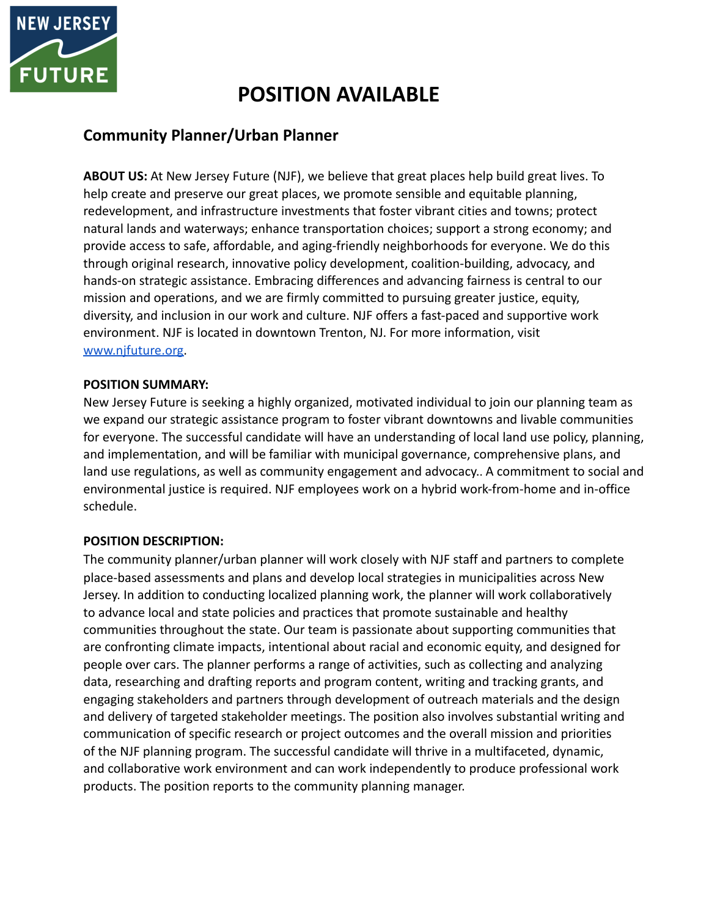NEW JERSEY FUTURE

# POSITION AVAILABLE

## Community Planner/Urban Planner

**ABOUT US:** At New Jersey Future (NJF), we believe that great places help build great lives. To help create and preserve our great places, we promote sensible and equitable planning, redevelopment, and infrastructure investments that foster vibrant cities and towns; protect natural lands and waterways; enhance transportation choices; support a strong economy; and provide access to safe, affordable, and aging-friendly neighborhoods for everyone. We do this through original research, innovative policy development, coalition-building, advocacy, and hands-on strategic assistance. Embracing differences and advancing fairness is central to our mission and operations, and we are firmly committed to pursuing greater justice, equity, diversity, and inclusion in our work and culture. NJF offers a fast-paced and supportive work environment. NJF is located in downtown Trenton, NJ. For more information, visit [www.njfuture.org](http://www.njfuture.org).

**POSITION SUMMARY:**
New Jersey Future is seeking a highly organized, motivated individual to join our planning team as we expand our strategic assistance program to foster vibrant downtowns and livable communities for everyone. The successful candidate will have an understanding of local land use policy, planning, and implementation, and will be familiar with municipal governance, comprehensive plans, and land use regulations, as well as community engagement and advocacy.. A commitment to social and environmental justice is required. NJF employees work on a hybrid work-from-home and in-office schedule.

**POSITION DESCRIPTION:**
The community planner/urban planner will work closely with NJF staff and partners to complete place-based assessments and plans and develop local strategies in municipalities across New Jersey. In addition to conducting localized planning work, the planner will work collaboratively to advance local and state policies and practices that promote sustainable and healthy communities throughout the state. Our team is passionate about supporting communities that are confronting climate impacts, intentional about racial and economic equity, and designed for people over cars. The planner performs a range of activities, such as collecting and analyzing data, researching and drafting reports and program content, writing and tracking grants, and engaging stakeholders and partners through development of outreach materials and the design and delivery of targeted stakeholder meetings. The position also involves substantial writing and communication of specific research or project outcomes and the overall mission and priorities of the NJF planning program. The successful candidate will thrive in a multifaceted, dynamic, and collaborative work environment and can work independently to produce professional work products. The position reports to the community planning manager.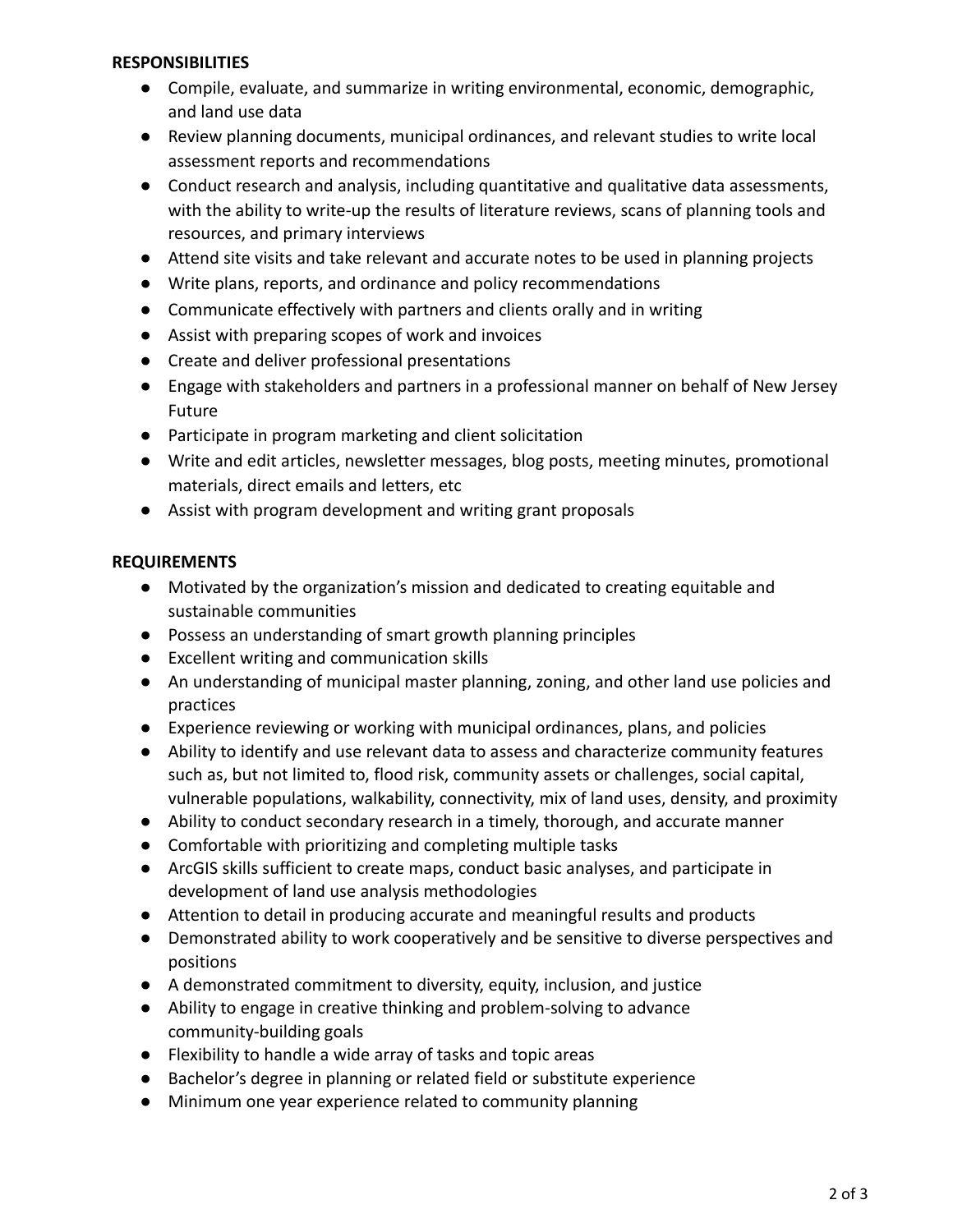## RESPONSIBILITIES

- Compile, evaluate, and summarize in writing environmental, economic, demographic, and land use data
- Review planning documents, municipal ordinances, and relevant studies to write local assessment reports and recommendations
- Conduct research and analysis, including quantitative and qualitative data assessments, with the ability to write-up the results of literature reviews, scans of planning tools and resources, and primary interviews
- Attend site visits and take relevant and accurate notes to be used in planning projects
- Write plans, reports, and ordinance and policy recommendations
- Communicate effectively with partners and clients orally and in writing
- Assist with preparing scopes of work and invoices
- Create and deliver professional presentations
- Engage with stakeholders and partners in a professional manner on behalf of New Jersey Future
- Participate in program marketing and client solicitation
- Write and edit articles, newsletter messages, blog posts, meeting minutes, promotional materials, direct emails and letters, etc
- Assist with program development and writing grant proposals

## REQUIREMENTS

- Motivated by the organization's mission and dedicated to creating equitable and sustainable communities
- Possess an understanding of smart growth planning principles
- Excellent writing and communication skills
- An understanding of municipal master planning, zoning, and other land use policies and practices
- Experience reviewing or working with municipal ordinances, plans, and policies
- Ability to identify and use relevant data to assess and characterize community features such as, but not limited to, flood risk, community assets or challenges, social capital, vulnerable populations, walkability, connectivity, mix of land uses, density, and proximity
- Ability to conduct secondary research in a timely, thorough, and accurate manner
- Comfortable with prioritizing and completing multiple tasks
- ArcGIS skills sufficient to create maps, conduct basic analyses, and participate in development of land use analysis methodologies
- Attention to detail in producing accurate and meaningful results and products
- Demonstrated ability to work cooperatively and be sensitive to diverse perspectives and positions
- A demonstrated commitment to diversity, equity, inclusion, and justice
- Ability to engage in creative thinking and problem-solving to advance community-building goals
- Flexibility to handle a wide array of tasks and topic areas
- Bachelor's degree in planning or related field or substitute experience
- Minimum one year experience related to community planning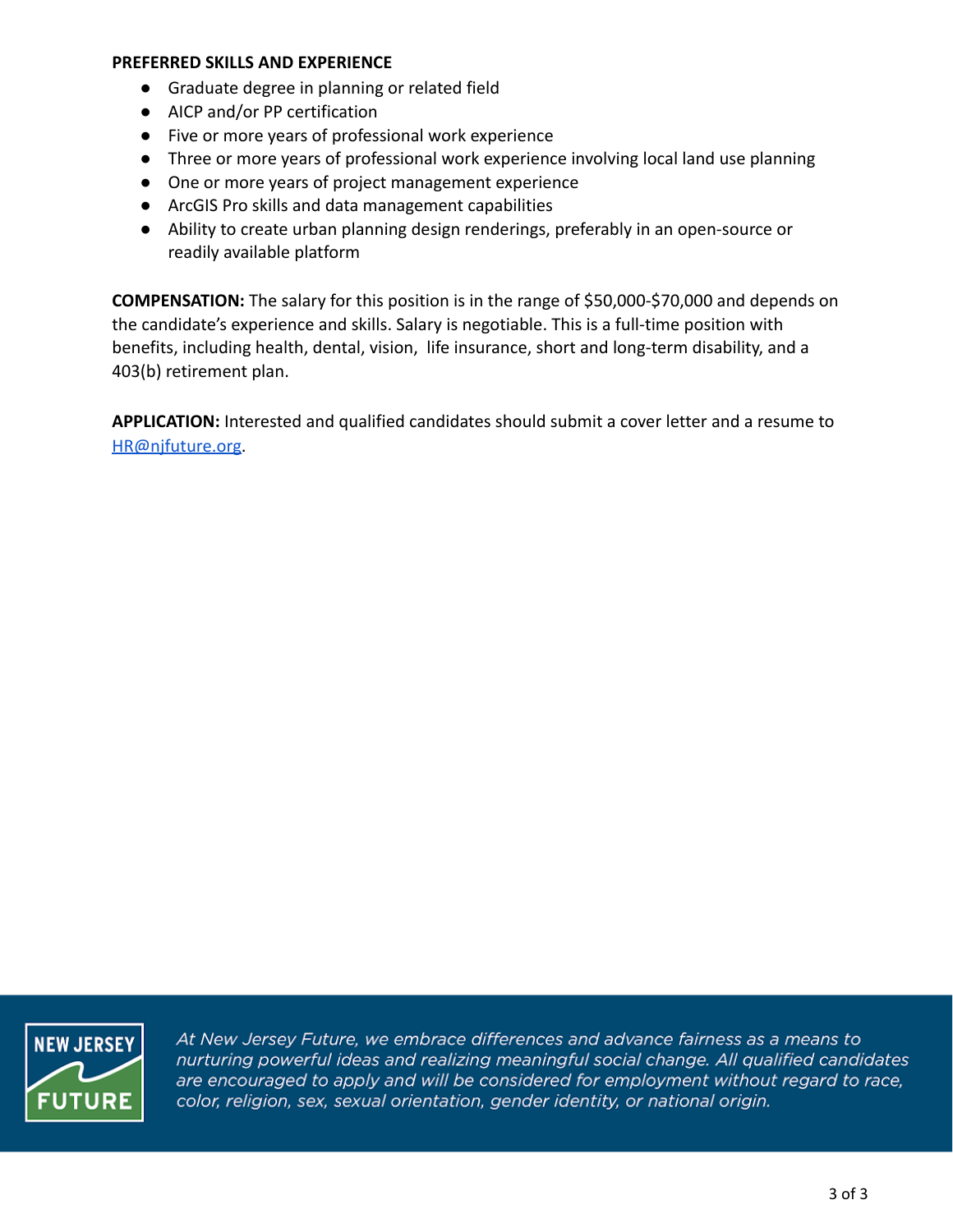**PREFERRED SKILLS AND EXPERIENCE**

- Graduate degree in planning or related field
- AICP and/or PP certification
- Five or more years of professional work experience
- Three or more years of professional work experience involving local land use planning
- One or more years of project management experience
- ArcGIS Pro skills and data management capabilities
- Ability to create urban planning design renderings, preferably in an open-source or readily available platform

**COMPENSATION:** The salary for this position is in the range of $50,000-$70,000 and depends on the candidate's experience and skills. Salary is negotiable. This is a full-time position with benefits, including health, dental, vision, life insurance, short and long-term disability, and a 403(b) retirement plan.

**APPLICATION:** Interested and qualified candidates should submit a cover letter and a resume to HR@njfuture.org.

NEW JERSEY FUTURE

*At New Jersey Future, we embrace differences and advance fairness as a means to nurturing powerful ideas and realizing meaningful social change. All qualified candidates are encouraged to apply and will be considered for employment without regard to race, color, religion, sex, sexual orientation, gender identity, or national origin.*